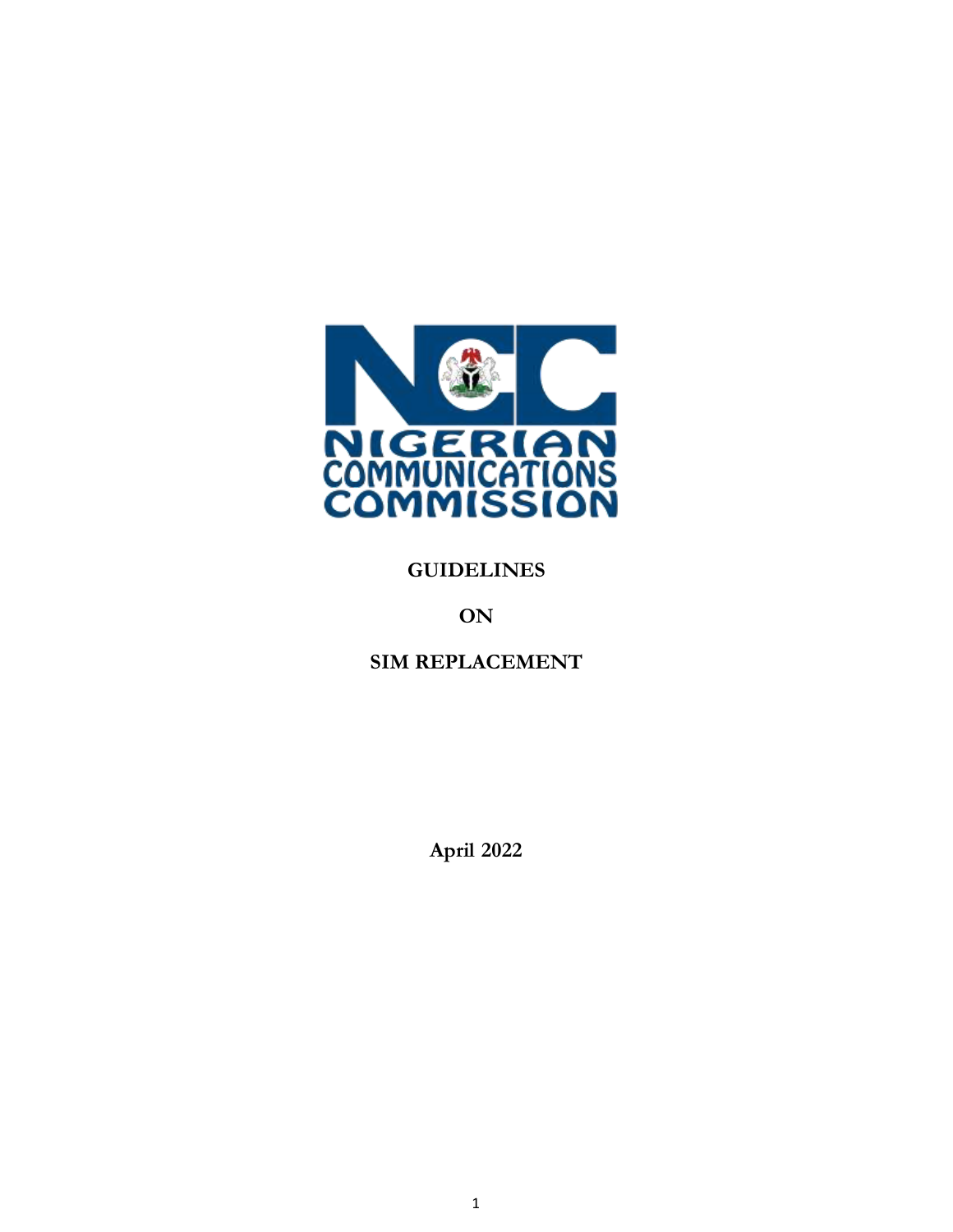NIGERIAN COMMUNICATIONS COMMISSION

# GUIDELINES

# ON

# SIM REPLACEMENT

**April 2022**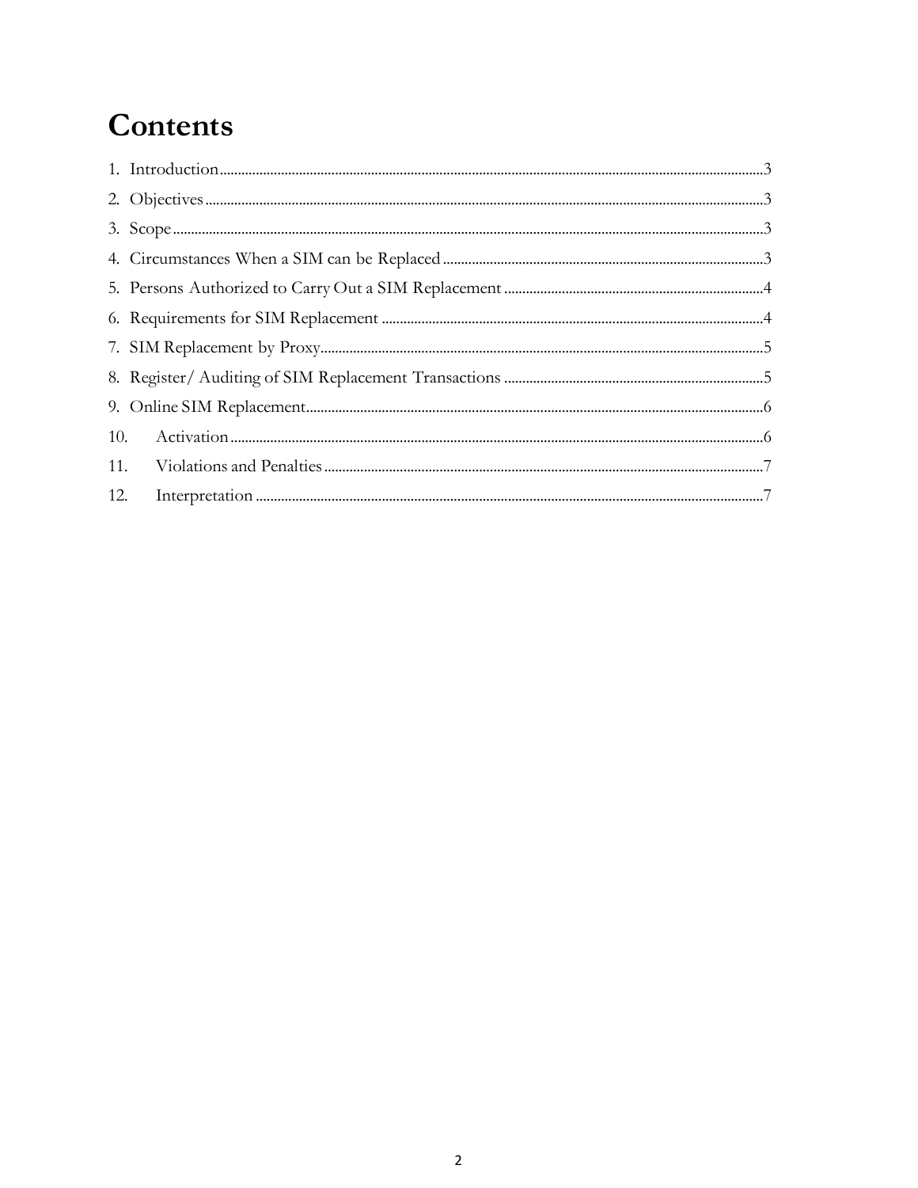# Contents

1. Introduction ..... 3
2. Objectives ..... 3
3. Scope ..... 3
4. Circumstances When a SIM can be Replaced ..... 3
5. Persons Authorized to Carry Out a SIM Replacement ..... 4
6. Requirements for SIM Replacement ..... 4
7. SIM Replacement by Proxy ..... 5
8. Register/ Auditing of SIM Replacement Transactions ..... 5
9. Online SIM Replacement ..... 6
10. Activation ..... 6
11. Violations and Penalties ..... 7
12. Interpretation ..... 7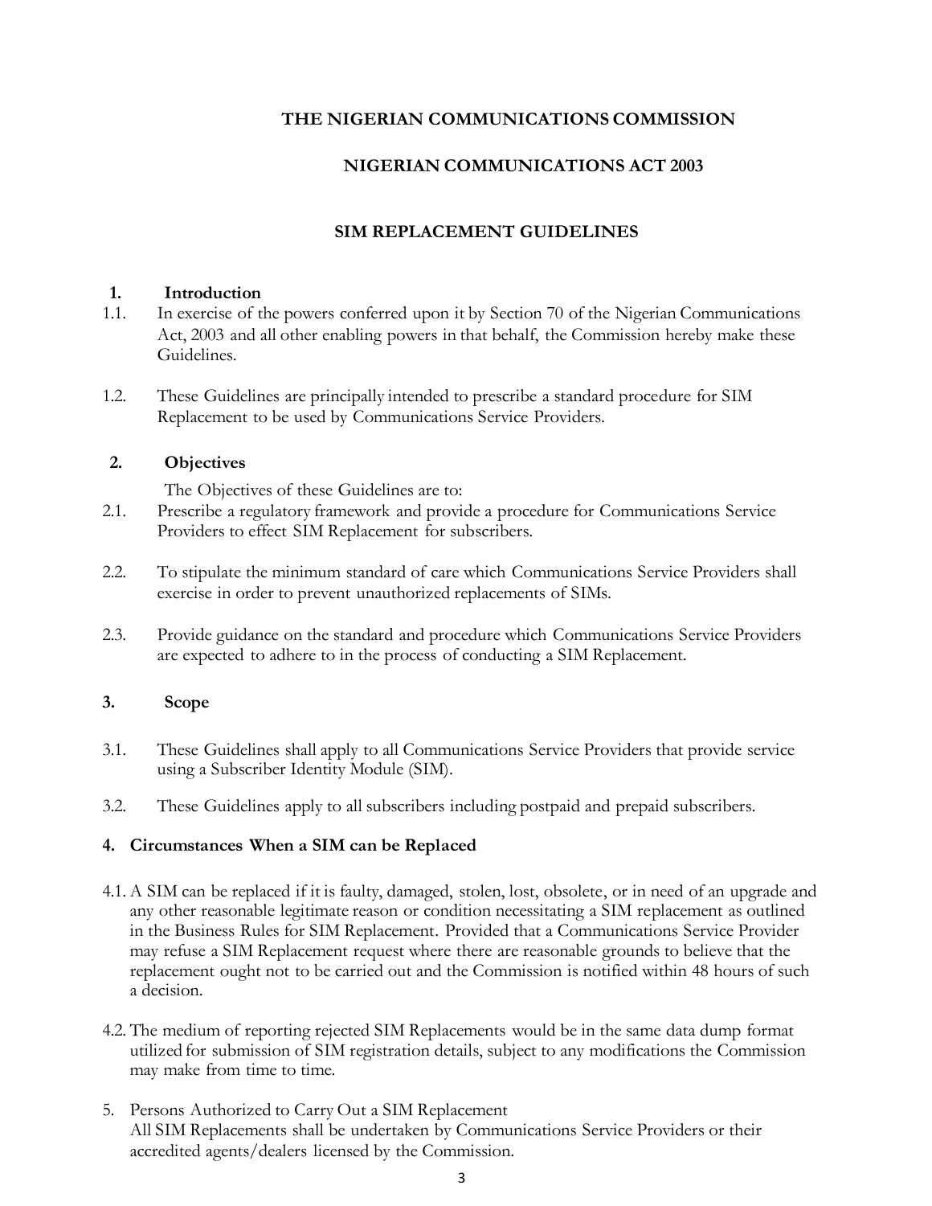**THE NIGERIAN COMMUNICATIONS COMMISSION**

**NIGERIAN COMMUNICATIONS ACT 2003**

**SIM REPLACEMENT GUIDELINES**

## 1. Introduction

1.1. In exercise of the powers conferred upon it by Section 70 of the Nigerian Communications Act, 2003 and all other enabling powers in that behalf, the Commission hereby make these Guidelines.

1.2. These Guidelines are principally intended to prescribe a standard procedure for SIM Replacement to be used by Communications Service Providers.

## 2. Objectives

The Objectives of these Guidelines are to:

2.1. Prescribe a regulatory framework and provide a procedure for Communications Service Providers to effect SIM Replacement for subscribers.

2.2. To stipulate the minimum standard of care which Communications Service Providers shall exercise in order to prevent unauthorized replacements of SIMs.

2.3. Provide guidance on the standard and procedure which Communications Service Providers are expected to adhere to in the process of conducting a SIM Replacement.

## 3. Scope

3.1. These Guidelines shall apply to all Communications Service Providers that provide service using a Subscriber Identity Module (SIM).

3.2. These Guidelines apply to all subscribers including postpaid and prepaid subscribers.

## 4. Circumstances When a SIM can be Replaced

4.1. A SIM can be replaced if it is faulty, damaged, stolen, lost, obsolete, or in need of an upgrade and any other reasonable legitimate reason or condition necessitating a SIM replacement as outlined in the Business Rules for SIM Replacement. Provided that a Communications Service Provider may refuse a SIM Replacement request where there are reasonable grounds to believe that the replacement ought not to be carried out and the Commission is notified within 48 hours of such a decision.

4.2. The medium of reporting rejected SIM Replacements would be in the same data dump format utilized for submission of SIM registration details, subject to any modifications the Commission may make from time to time.

5. Persons Authorized to Carry Out a SIM Replacement

All SIM Replacements shall be undertaken by Communications Service Providers or their accredited agents/dealers licensed by the Commission.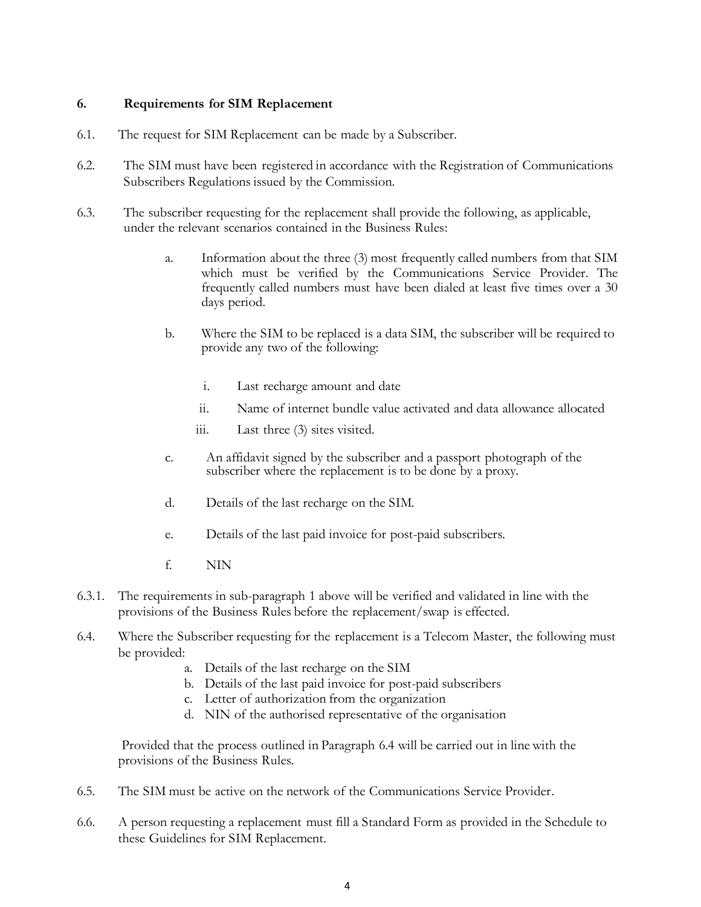## 6. Requirements for SIM Replacement

6.1. The request for SIM Replacement can be made by a Subscriber.

6.2. The SIM must have been registered in accordance with the Registration of Communications Subscribers Regulations issued by the Commission.

6.3. The subscriber requesting for the replacement shall provide the following, as applicable, under the relevant scenarios contained in the Business Rules:

a. Information about the three (3) most frequently called numbers from that SIM which must be verified by the Communications Service Provider. The frequently called numbers must have been dialed at least five times over a 30 days period.

b. Where the SIM to be replaced is a data SIM, the subscriber will be required to provide any two of the following:

   i. Last recharge amount and date

   ii. Name of internet bundle value activated and data allowance allocated

   iii. Last three (3) sites visited.

c. An affidavit signed by the subscriber and a passport photograph of the subscriber where the replacement is to be done by a proxy.

d. Details of the last recharge on the SIM.

e. Details of the last paid invoice for post-paid subscribers.

f. NIN

6.3.1. The requirements in sub-paragraph 1 above will be verified and validated in line with the provisions of the Business Rules before the replacement/swap is effected.

6.4. Where the Subscriber requesting for the replacement is a Telecom Master, the following must be provided:

a. Details of the last recharge on the SIM
b. Details of the last paid invoice for post-paid subscribers
c. Letter of authorization from the organization
d. NIN of the authorised representative of the organisation

Provided that the process outlined in Paragraph 6.4 will be carried out in line with the provisions of the Business Rules.

6.5. The SIM must be active on the network of the Communications Service Provider.

6.6. A person requesting a replacement must fill a Standard Form as provided in the Schedule to these Guidelines for SIM Replacement.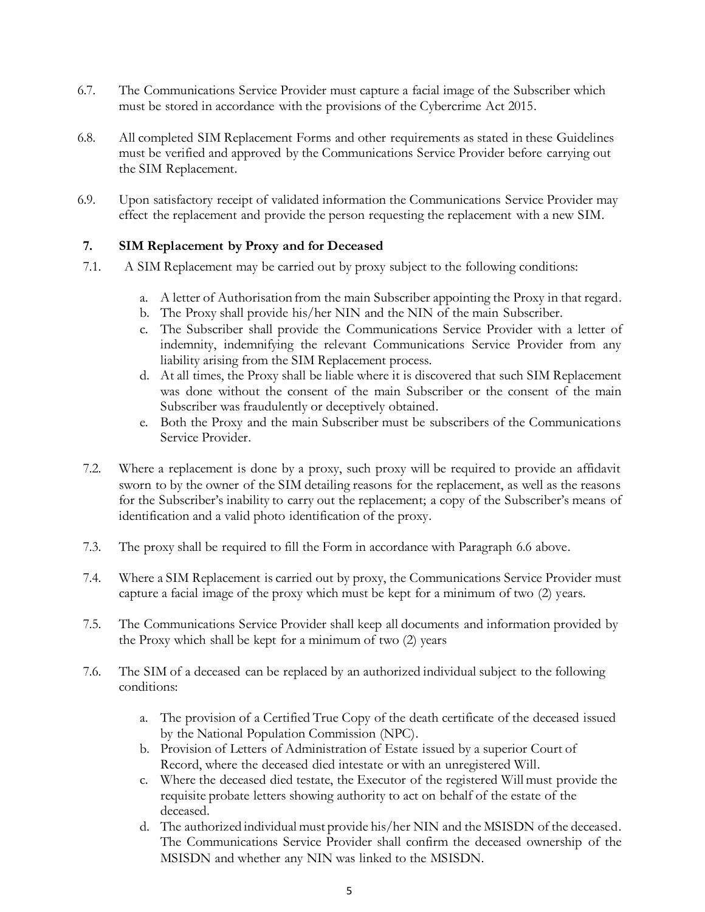6.7. The Communications Service Provider must capture a facial image of the Subscriber which must be stored in accordance with the provisions of the Cybercrime Act 2015.

6.8. All completed SIM Replacement Forms and other requirements as stated in these Guidelines must be verified and approved by the Communications Service Provider before carrying out the SIM Replacement.

6.9. Upon satisfactory receipt of validated information the Communications Service Provider may effect the replacement and provide the person requesting the replacement with a new SIM.

## 7. SIM Replacement by Proxy and for Deceased

7.1. A SIM Replacement may be carried out by proxy subject to the following conditions:

a. A letter of Authorisation from the main Subscriber appointing the Proxy in that regard.
b. The Proxy shall provide his/her NIN and the NIN of the main Subscriber.
c. The Subscriber shall provide the Communications Service Provider with a letter of indemnity, indemnifying the relevant Communications Service Provider from any liability arising from the SIM Replacement process.
d. At all times, the Proxy shall be liable where it is discovered that such SIM Replacement was done without the consent of the main Subscriber or the consent of the main Subscriber was fraudulently or deceptively obtained.
e. Both the Proxy and the main Subscriber must be subscribers of the Communications Service Provider.

7.2. Where a replacement is done by a proxy, such proxy will be required to provide an affidavit sworn to by the owner of the SIM detailing reasons for the replacement, as well as the reasons for the Subscriber's inability to carry out the replacement; a copy of the Subscriber's means of identification and a valid photo identification of the proxy.

7.3. The proxy shall be required to fill the Form in accordance with Paragraph 6.6 above.

7.4. Where a SIM Replacement is carried out by proxy, the Communications Service Provider must capture a facial image of the proxy which must be kept for a minimum of two (2) years.

7.5. The Communications Service Provider shall keep all documents and information provided by the Proxy which shall be kept for a minimum of two (2) years

7.6. The SIM of a deceased can be replaced by an authorized individual subject to the following conditions:

a. The provision of a Certified True Copy of the death certificate of the deceased issued by the National Population Commission (NPC).
b. Provision of Letters of Administration of Estate issued by a superior Court of Record, where the deceased died intestate or with an unregistered Will.
c. Where the deceased died testate, the Executor of the registered Will must provide the requisite probate letters showing authority to act on behalf of the estate of the deceased.
d. The authorized individual must provide his/her NIN and the MSISDN of the deceased. The Communications Service Provider shall confirm the deceased ownership of the MSISDN and whether any NIN was linked to the MSISDN.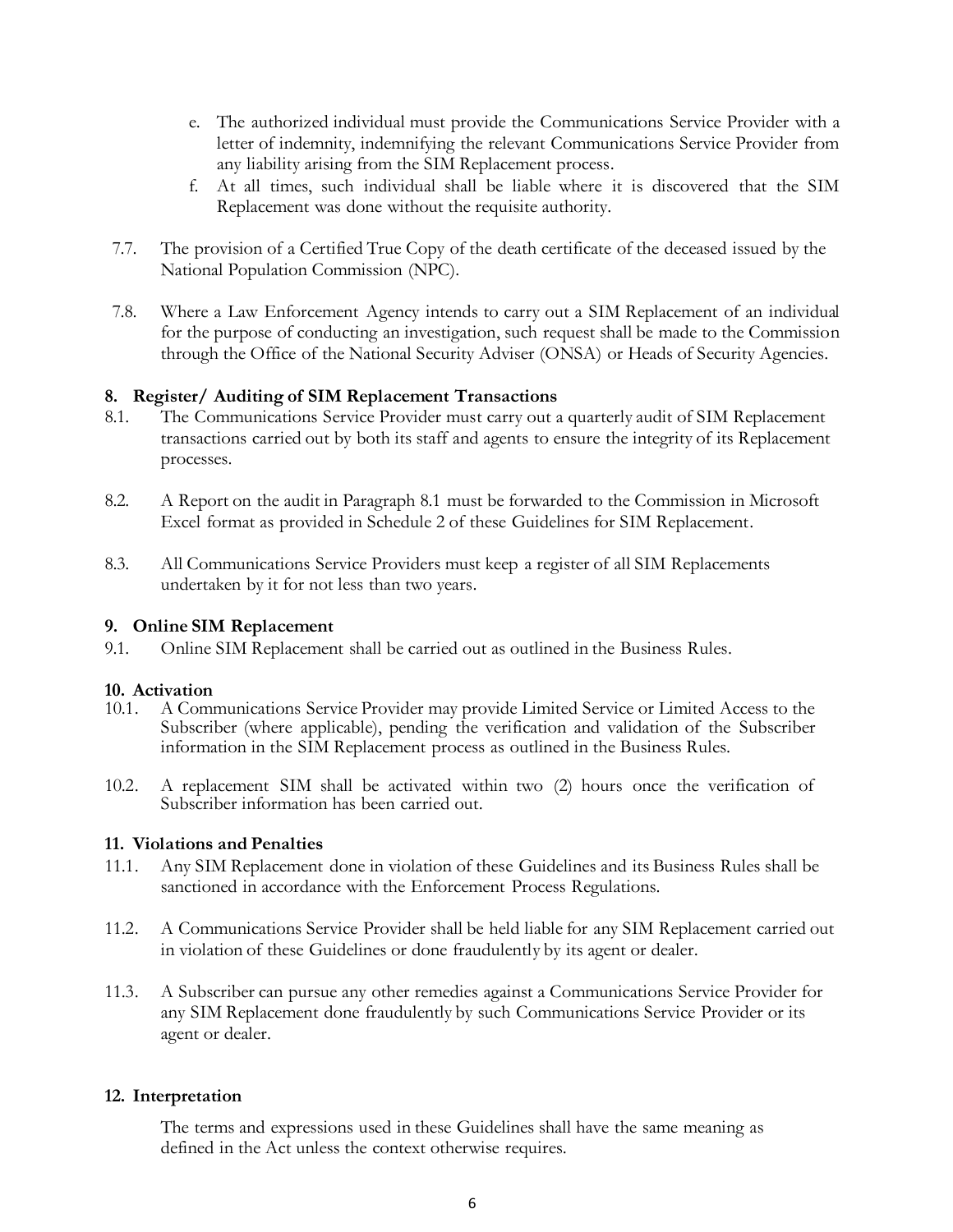e. The authorized individual must provide the Communications Service Provider with a letter of indemnity, indemnifying the relevant Communications Service Provider from any liability arising from the SIM Replacement process.

f. At all times, such individual shall be liable where it is discovered that the SIM Replacement was done without the requisite authority.

7.7. The provision of a Certified True Copy of the death certificate of the deceased issued by the National Population Commission (NPC).

7.8. Where a Law Enforcement Agency intends to carry out a SIM Replacement of an individual for the purpose of conducting an investigation, such request shall be made to the Commission through the Office of the National Security Adviser (ONSA) or Heads of Security Agencies.

## 8. Register/ Auditing of SIM Replacement Transactions

8.1. The Communications Service Provider must carry out a quarterly audit of SIM Replacement transactions carried out by both its staff and agents to ensure the integrity of its Replacement processes.

8.2. A Report on the audit in Paragraph 8.1 must be forwarded to the Commission in Microsoft Excel format as provided in Schedule 2 of these Guidelines for SIM Replacement.

8.3. All Communications Service Providers must keep a register of all SIM Replacements undertaken by it for not less than two years.

## 9. Online SIM Replacement

9.1. Online SIM Replacement shall be carried out as outlined in the Business Rules.

## 10. Activation

10.1. A Communications Service Provider may provide Limited Service or Limited Access to the Subscriber (where applicable), pending the verification and validation of the Subscriber information in the SIM Replacement process as outlined in the Business Rules.

10.2. A replacement SIM shall be activated within two (2) hours once the verification of Subscriber information has been carried out.

## 11. Violations and Penalties

11.1. Any SIM Replacement done in violation of these Guidelines and its Business Rules shall be sanctioned in accordance with the Enforcement Process Regulations.

11.2. A Communications Service Provider shall be held liable for any SIM Replacement carried out in violation of these Guidelines or done fraudulently by its agent or dealer.

11.3. A Subscriber can pursue any other remedies against a Communications Service Provider for any SIM Replacement done fraudulently by such Communications Service Provider or its agent or dealer.

## 12. Interpretation

The terms and expressions used in these Guidelines shall have the same meaning as defined in the Act unless the context otherwise requires.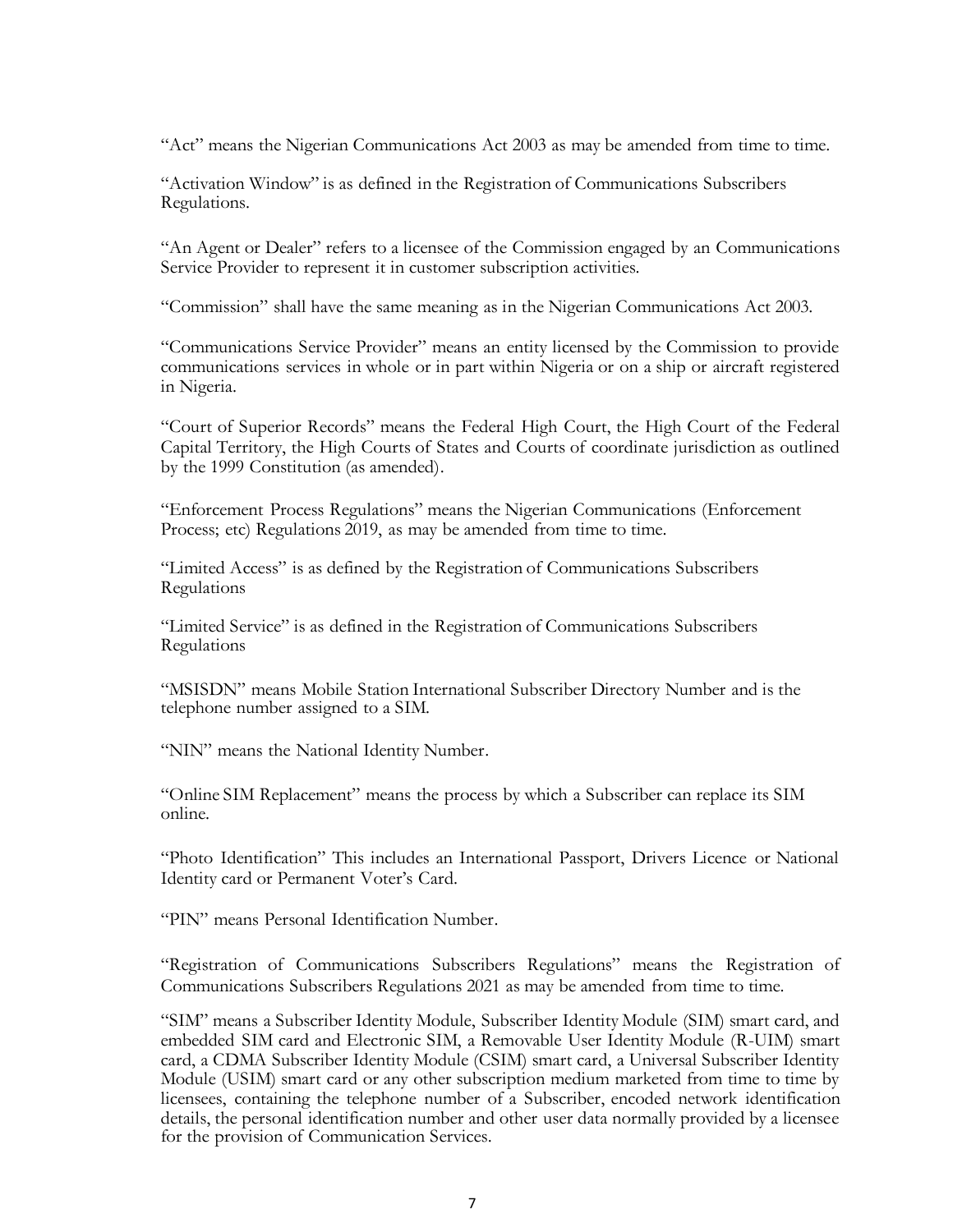"Act" means the Nigerian Communications Act 2003 as may be amended from time to time.

"Activation Window" is as defined in the Registration of Communications Subscribers Regulations.

"An Agent or Dealer" refers to a licensee of the Commission engaged by an Communications Service Provider to represent it in customer subscription activities.

"Commission" shall have the same meaning as in the Nigerian Communications Act 2003.

"Communications Service Provider" means an entity licensed by the Commission to provide communications services in whole or in part within Nigeria or on a ship or aircraft registered in Nigeria.

"Court of Superior Records" means the Federal High Court, the High Court of the Federal Capital Territory, the High Courts of States and Courts of coordinate jurisdiction as outlined by the 1999 Constitution (as amended).

"Enforcement Process Regulations" means the Nigerian Communications (Enforcement Process; etc) Regulations 2019, as may be amended from time to time.

"Limited Access" is as defined by the Registration of Communications Subscribers Regulations

"Limited Service" is as defined in the Registration of Communications Subscribers Regulations

"MSISDN" means Mobile Station International Subscriber Directory Number and is the telephone number assigned to a SIM.

"NIN" means the National Identity Number.

"Online SIM Replacement" means the process by which a Subscriber can replace its SIM online.

"Photo Identification" This includes an International Passport, Drivers Licence or National Identity card or Permanent Voter's Card.

"PIN" means Personal Identification Number.

"Registration of Communications Subscribers Regulations" means the Registration of Communications Subscribers Regulations 2021 as may be amended from time to time.

"SIM" means a Subscriber Identity Module, Subscriber Identity Module (SIM) smart card, and embedded SIM card and Electronic SIM, a Removable User Identity Module (R-UIM) smart card, a CDMA Subscriber Identity Module (CSIM) smart card, a Universal Subscriber Identity Module (USIM) smart card or any other subscription medium marketed from time to time by licensees, containing the telephone number of a Subscriber, encoded network identification details, the personal identification number and other user data normally provided by a licensee for the provision of Communication Services.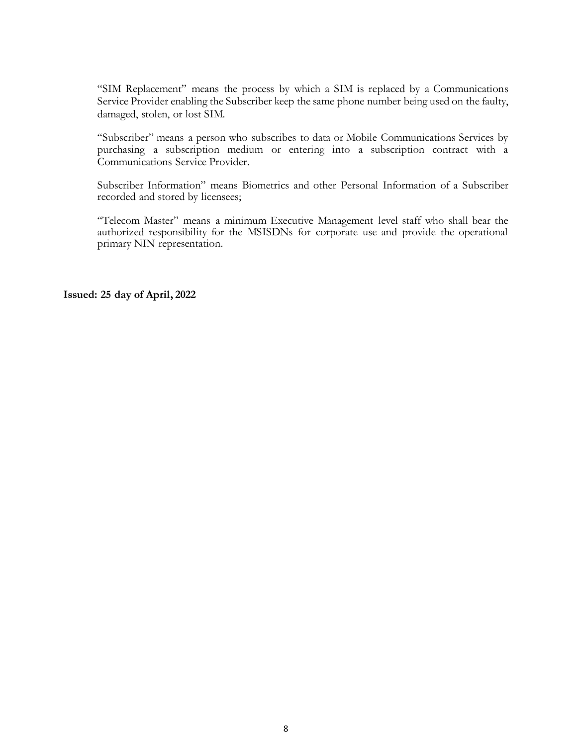"SIM Replacement" means the process by which a SIM is replaced by a Communications Service Provider enabling the Subscriber keep the same phone number being used on the faulty, damaged, stolen, or lost SIM.

"Subscriber" means a person who subscribes to data or Mobile Communications Services by purchasing a subscription medium or entering into a subscription contract with a Communications Service Provider.

Subscriber Information" means Biometrics and other Personal Information of a Subscriber recorded and stored by licensees;

"Telecom Master" means a minimum Executive Management level staff who shall bear the authorized responsibility for the MSISDNs for corporate use and provide the operational primary NIN representation.

**Issued: 25 day of April, 2022**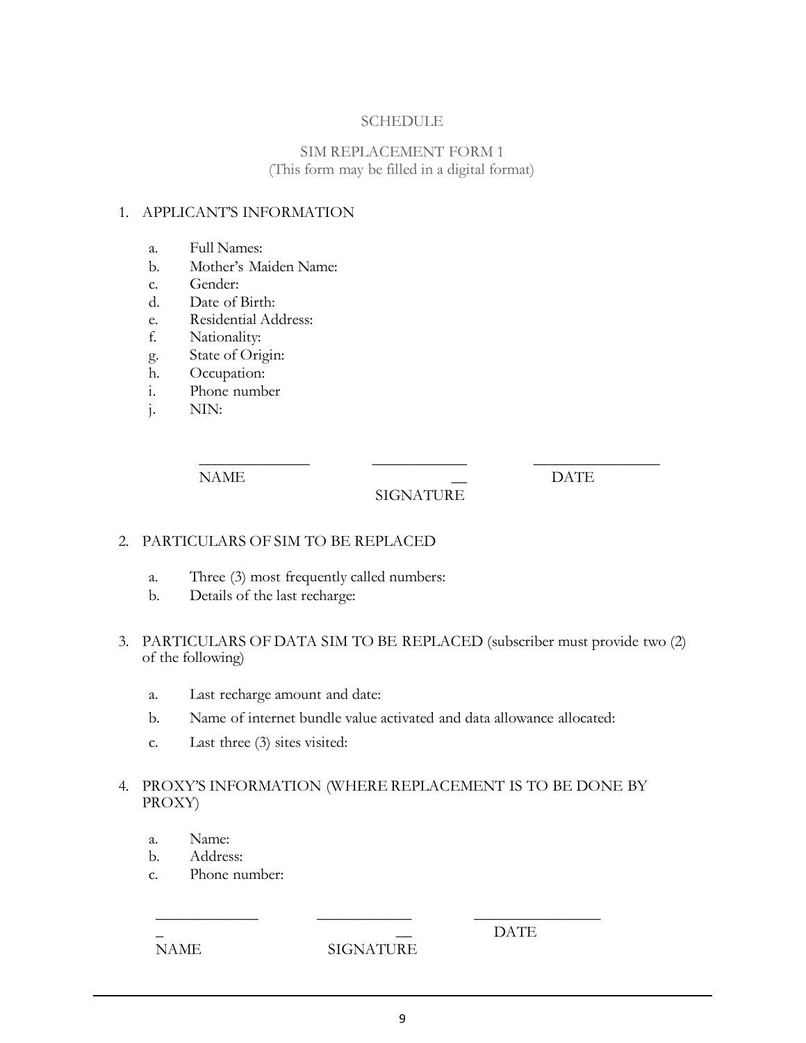# SCHEDULE

## SIM REPLACEMENT FORM 1

(This form may be filled in a digital format)

1. APPLICANT'S INFORMATION

    a. Full Names:
    b. Mother's Maiden Name:
    c. Gender:
    d. Date of Birth:
    e. Residential Address:
    f. Nationality:
    g. State of Origin:
    h. Occupation:
    i. Phone number
    j. NIN:

| ______________ | ______________ | ________________ |
|---|---|---|
| NAME | SIGNATURE | DATE |

2. PARTICULARS OF SIM TO BE REPLACED

    a. Three (3) most frequently called numbers:
    b. Details of the last recharge:

3. PARTICULARS OF DATA SIM TO BE REPLACED (subscriber must provide two (2) of the following)

    a. Last recharge amount and date:
    b. Name of internet bundle value activated and data allowance allocated:
    c. Last three (3) sites visited:

4. PROXY'S INFORMATION (WHERE REPLACEMENT IS TO BE DONE BY PROXY)

    a. Name:
    b. Address:
    c. Phone number:

| ______________ | ______________ | ________________ |
|---|---|---|
| NAME | SIGNATURE | DATE |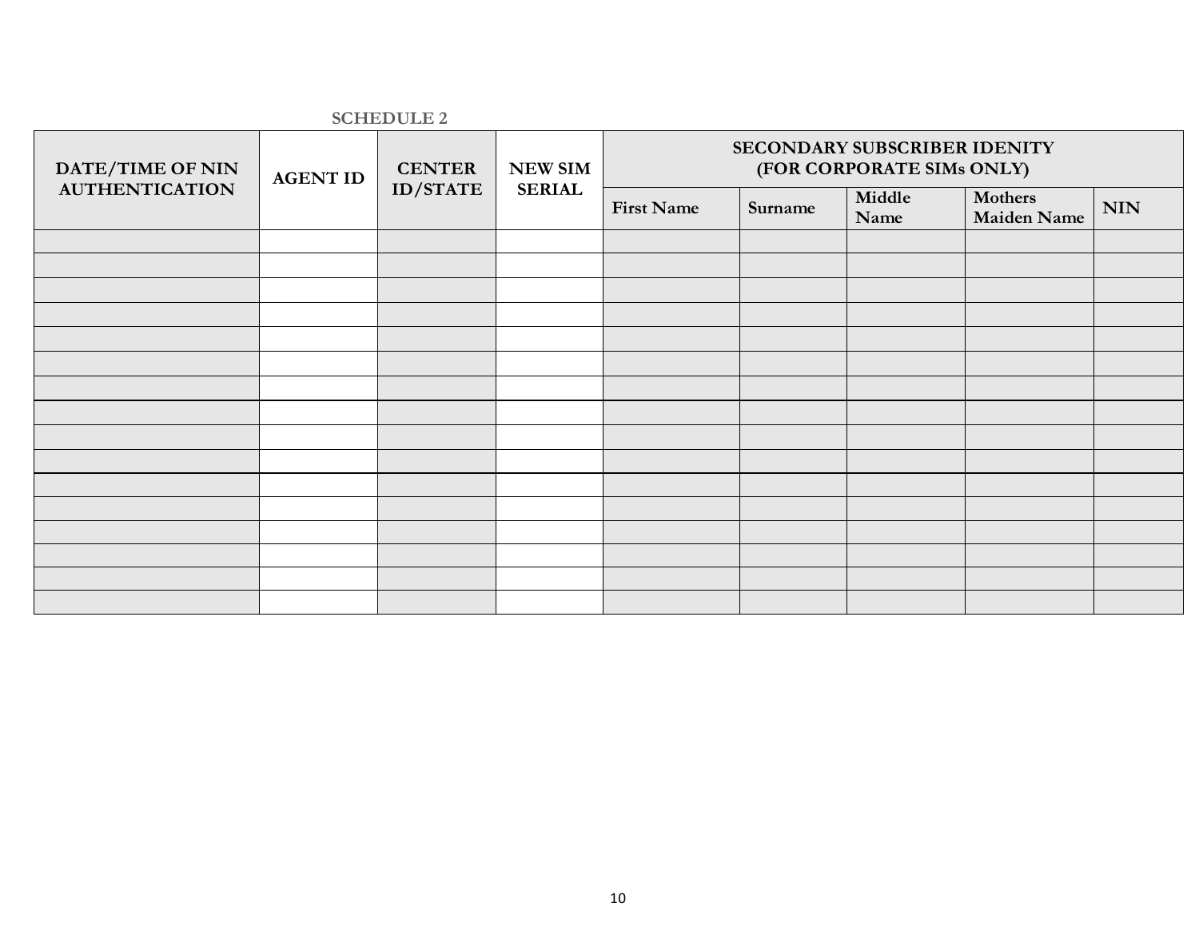SCHEDULE 2

| DATE/TIME OF NIN AUTHENTICATION | AGENT ID | CENTER ID/STATE | NEW SIM SERIAL | SECONDARY SUBSCRIBER IDENITY (FOR CORPORATE SIMs ONLY) | | | | |
|---|---|---|---|---|---|---|---|---|
| | | | | First Name | Surname | Middle Name | Mothers Maiden Name | NIN |
| | | | | | | | | |
| | | | | | | | | |
| | | | | | | | | |
| | | | | | | | | |
| | | | | | | | | |
| | | | | | | | | |
| | | | | | | | | |
| | | | | | | | | |
| | | | | | | | | |
| | | | | | | | | |
| | | | | | | | | |
| | | | | | | | | |
| | | | | | | | | |
| | | | | | | | | |
| | | | | | | | | |
| | | | | | | | | |